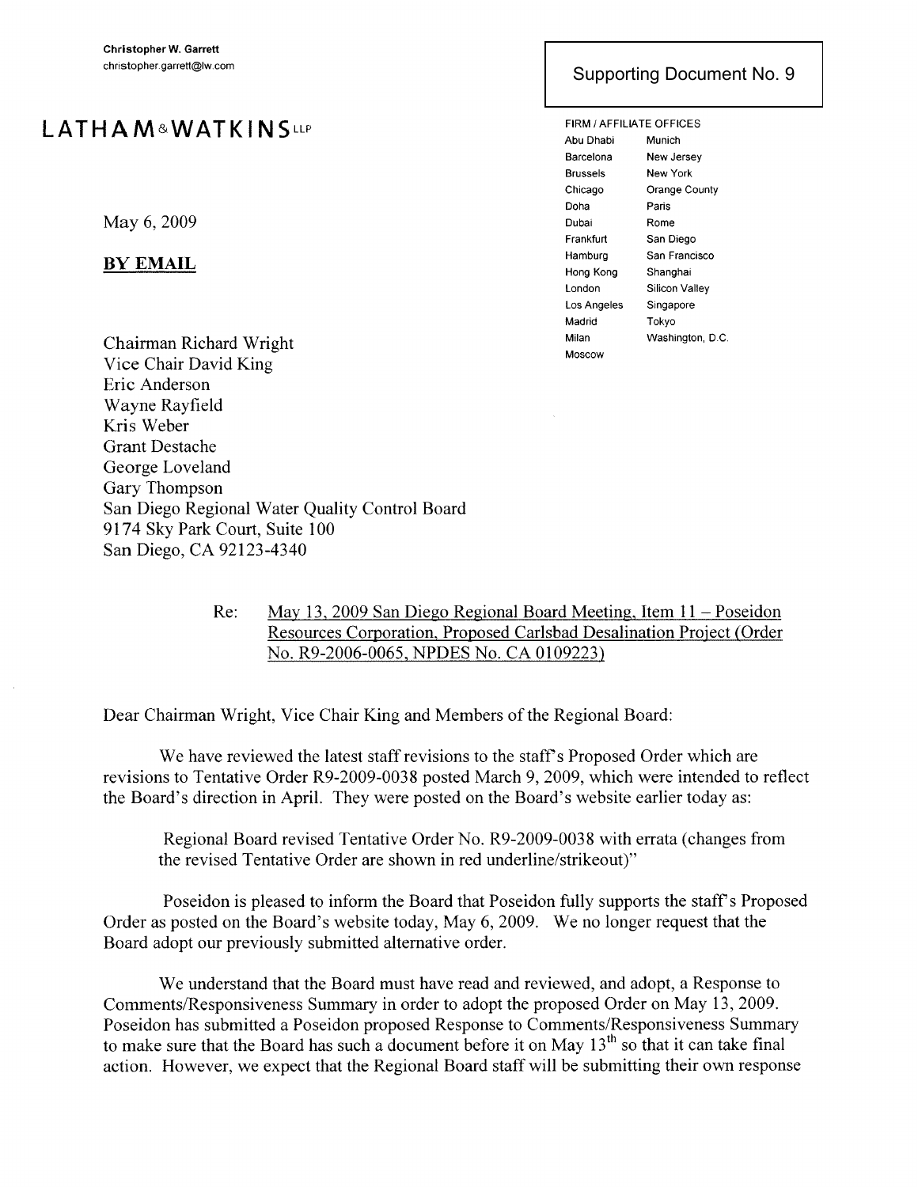**Christopher W. Garrett**
christopher.garrett@lw.com

Supporting Document No. 9

# LATHAM & WATKINS LLP

FIRM / AFFILIATE OFFICES

Abu Dhabi, Barcelona, Brussels, Chicago, Doha, Dubai, Frankfurt, Hamburg, Hong Kong, London, Los Angeles, Madrid, Milan, Moscow, Munich, New Jersey, New York, Orange County, Paris, Rome, San Diego, San Francisco, Shanghai, Silicon Valley, Singapore, Tokyo, Washington, D.C.

May 6, 2009

**BY EMAIL**

Chairman Richard Wright
Vice Chair David King
Eric Anderson
Wayne Rayfield
Kris Weber
Grant Destache
George Loveland
Gary Thompson
San Diego Regional Water Quality Control Board
9174 Sky Park Court, Suite 100
San Diego, CA 92123-4340

Re: May 13, 2009 San Diego Regional Board Meeting, Item 11 – Poseidon Resources Corporation, Proposed Carlsbad Desalination Project (Order No. R9-2006-0065, NPDES No. CA 0109223)

Dear Chairman Wright, Vice Chair King and Members of the Regional Board:

We have reviewed the latest staff revisions to the staff's Proposed Order which are revisions to Tentative Order R9-2009-0038 posted March 9, 2009, which were intended to reflect the Board's direction in April. They were posted on the Board's website earlier today as:

Regional Board revised Tentative Order No. R9-2009-0038 with errata (changes from the revised Tentative Order are shown in red underline/strikeout)"

Poseidon is pleased to inform the Board that Poseidon fully supports the staff's Proposed Order as posted on the Board's website today, May 6, 2009. We no longer request that the Board adopt our previously submitted alternative order.

We understand that the Board must have read and reviewed, and adopt, a Response to Comments/Responsiveness Summary in order to adopt the proposed Order on May 13, 2009. Poseidon has submitted a Poseidon proposed Response to Comments/Responsiveness Summary to make sure that the Board has such a document before it on May 13th so that it can take final action. However, we expect that the Regional Board staff will be submitting their own response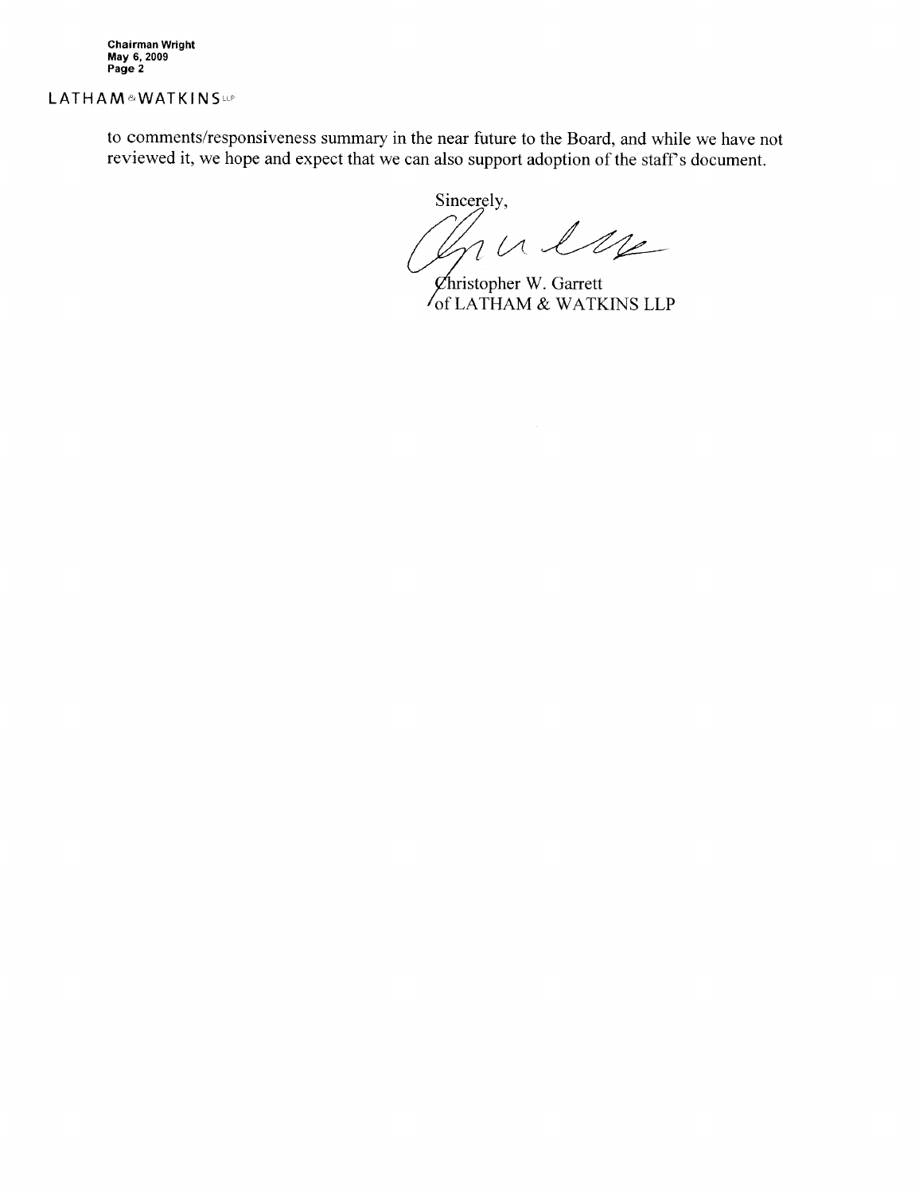to comments/responsiveness summary in the near future to the Board, and while we have not reviewed it, we hope and expect that we can also support adoption of the staff's document.

Sincerely,

Christopher W. Garrett
of LATHAM & WATKINS LLP